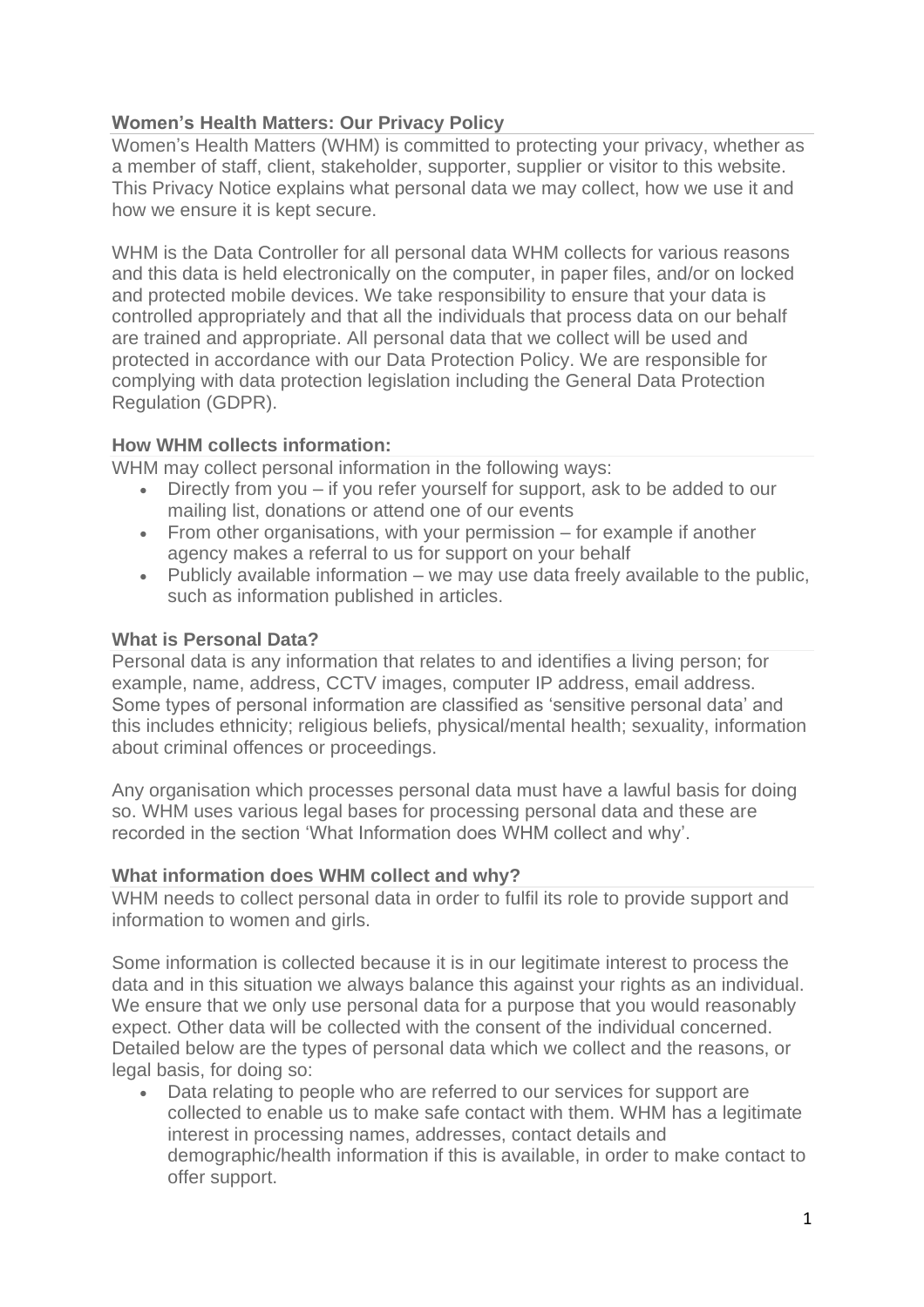## Women's Health Matters: Our Privacy Policy

Women's Health Matters (WHM) is committed to protecting your privacy, whether as a member of staff, client, stakeholder, supporter, supplier or visitor to this website. This Privacy Notice explains what personal data we may collect, how we use it and how we ensure it is kept secure.

WHM is the Data Controller for all personal data WHM collects for various reasons and this data is held electronically on the computer, in paper files, and/or on locked and protected mobile devices. We take responsibility to ensure that your data is controlled appropriately and that all the individuals that process data on our behalf are trained and appropriate. All personal data that we collect will be used and protected in accordance with our Data Protection Policy. We are responsible for complying with data protection legislation including the General Data Protection Regulation (GDPR).

### How WHM collects information:

WHM may collect personal information in the following ways:

- Directly from you – if you refer yourself for support, ask to be added to our mailing list, donations or attend one of our events
- From other organisations, with your permission – for example if another agency makes a referral to us for support on your behalf
- Publicly available information – we may use data freely available to the public, such as information published in articles.

### What is Personal Data?

Personal data is any information that relates to and identifies a living person; for example, name, address, CCTV images, computer IP address, email address. Some types of personal information are classified as 'sensitive personal data' and this includes ethnicity; religious beliefs, physical/mental health; sexuality, information about criminal offences or proceedings.

Any organisation which processes personal data must have a lawful basis for doing so. WHM uses various legal bases for processing personal data and these are recorded in the section 'What Information does WHM collect and why'.

### What information does WHM collect and why?

WHM needs to collect personal data in order to fulfil its role to provide support and information to women and girls.

Some information is collected because it is in our legitimate interest to process the data and in this situation we always balance this against your rights as an individual. We ensure that we only use personal data for a purpose that you would reasonably expect. Other data will be collected with the consent of the individual concerned. Detailed below are the types of personal data which we collect and the reasons, or legal basis, for doing so:

- Data relating to people who are referred to our services for support are collected to enable us to make safe contact with them. WHM has a legitimate interest in processing names, addresses, contact details and demographic/health information if this is available, in order to make contact to offer support.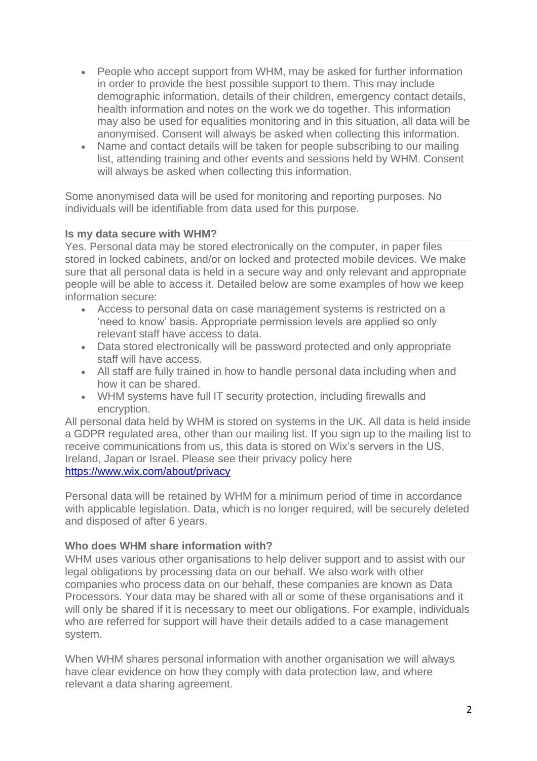- People who accept support from WHM, may be asked for further information in order to provide the best possible support to them. This may include demographic information, details of their children, emergency contact details, health information and notes on the work we do together. This information may also be used for equalities monitoring and in this situation, all data will be anonymised. Consent will always be asked when collecting this information.
- Name and contact details will be taken for people subscribing to our mailing list, attending training and other events and sessions held by WHM. Consent will always be asked when collecting this information.

Some anonymised data will be used for monitoring and reporting purposes. No individuals will be identifiable from data used for this purpose.

**Is my data secure with WHM?**

Yes. Personal data may be stored electronically on the computer, in paper files stored in locked cabinets, and/or on locked and protected mobile devices. We make sure that all personal data is held in a secure way and only relevant and appropriate people will be able to access it. Detailed below are some examples of how we keep information secure:

- Access to personal data on case management systems is restricted on a 'need to know' basis. Appropriate permission levels are applied so only relevant staff have access to data.
- Data stored electronically will be password protected and only appropriate staff will have access.
- All staff are fully trained in how to handle personal data including when and how it can be shared.
- WHM systems have full IT security protection, including firewalls and encryption.

All personal data held by WHM is stored on systems in the UK. All data is held inside a GDPR regulated area, other than our mailing list. If you sign up to the mailing list to receive communications from us, this data is stored on Wix's servers in the US, Ireland, Japan or Israel. Please see their privacy policy here [https://www.wix.com/about/privacy](https://www.wix.com/about/privacy)

Personal data will be retained by WHM for a minimum period of time in accordance with applicable legislation. Data, which is no longer required, will be securely deleted and disposed of after 6 years.

**Who does WHM share information with?**

WHM uses various other organisations to help deliver support and to assist with our legal obligations by processing data on our behalf. We also work with other companies who process data on our behalf, these companies are known as Data Processors. Your data may be shared with all or some of these organisations and it will only be shared if it is necessary to meet our obligations. For example, individuals who are referred for support will have their details added to a case management system.

When WHM shares personal information with another organisation we will always have clear evidence on how they comply with data protection law, and where relevant a data sharing agreement.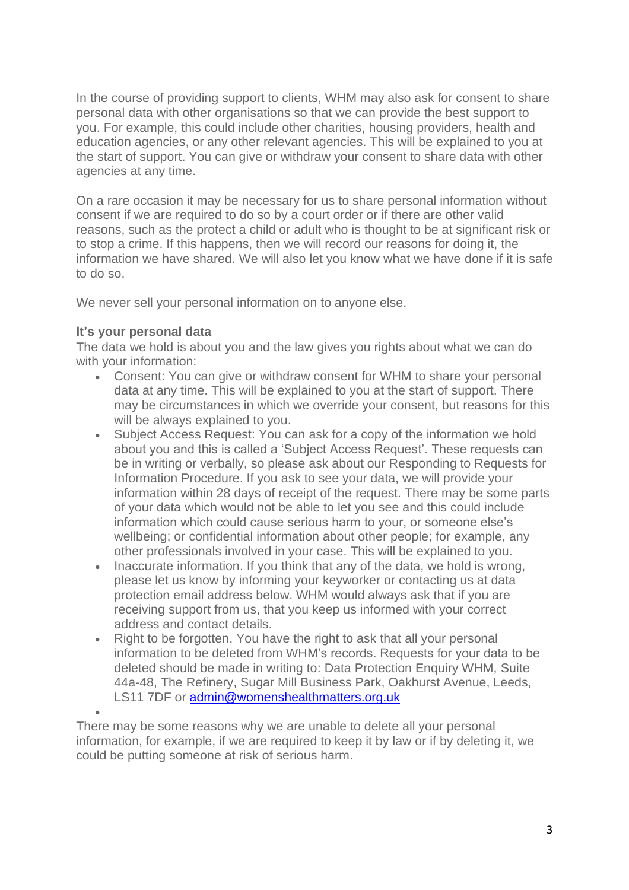In the course of providing support to clients, WHM may also ask for consent to share personal data with other organisations so that we can provide the best support to you. For example, this could include other charities, housing providers, health and education agencies, or any other relevant agencies. This will be explained to you at the start of support. You can give or withdraw your consent to share data with other agencies at any time.

On a rare occasion it may be necessary for us to share personal information without consent if we are required to do so by a court order or if there are other valid reasons, such as the protect a child or adult who is thought to be at significant risk or to stop a crime. If this happens, then we will record our reasons for doing it, the information we have shared. We will also let you know what we have done if it is safe to do so.

We never sell your personal information on to anyone else.

### It's your personal data

The data we hold is about you and the law gives you rights about what we can do with your information:

- Consent: You can give or withdraw consent for WHM to share your personal data at any time. This will be explained to you at the start of support. There may be circumstances in which we override your consent, but reasons for this will be always explained to you.
- Subject Access Request: You can ask for a copy of the information we hold about you and this is called a 'Subject Access Request'. These requests can be in writing or verbally, so please ask about our Responding to Requests for Information Procedure. If you ask to see your data, we will provide your information within 28 days of receipt of the request. There may be some parts of your data which would not be able to let you see and this could include information which could cause serious harm to your, or someone else's wellbeing; or confidential information about other people; for example, any other professionals involved in your case. This will be explained to you.
- Inaccurate information. If you think that any of the data, we hold is wrong, please let us know by informing your keyworker or contacting us at data protection email address below. WHM would always ask that if you are receiving support from us, that you keep us informed with your correct address and contact details.
- Right to be forgotten. You have the right to ask that all your personal information to be deleted from WHM's records. Requests for your data to be deleted should be made in writing to: Data Protection Enquiry WHM, Suite 44a-48, The Refinery, Sugar Mill Business Park, Oakhurst Avenue, Leeds, LS11 7DF or [admin@womenshealthmatters.org.uk](mailto:admin@womenshealthmatters.org.uk)

There may be some reasons why we are unable to delete all your personal information, for example, if we are required to keep it by law or if by deleting it, we could be putting someone at risk of serious harm.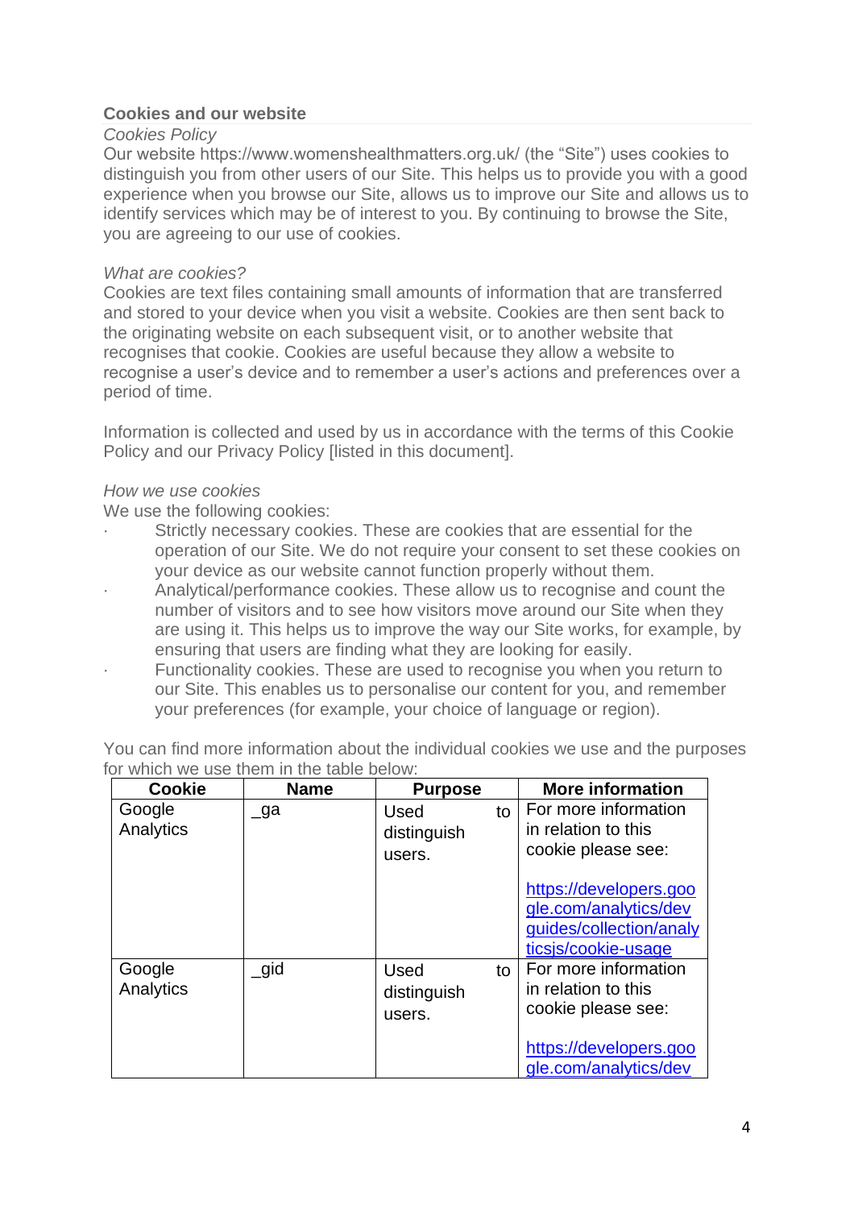### Cookies and our website

*Cookies Policy*

Our website https://www.womenshealthmatters.org.uk/ (the "Site") uses cookies to distinguish you from other users of our Site. This helps us to provide you with a good experience when you browse our Site, allows us to improve our Site and allows us to identify services which may be of interest to you. By continuing to browse the Site, you are agreeing to our use of cookies.

*What are cookies?*

Cookies are text files containing small amounts of information that are transferred and stored to your device when you visit a website. Cookies are then sent back to the originating website on each subsequent visit, or to another website that recognises that cookie. Cookies are useful because they allow a website to recognise a user's device and to remember a user's actions and preferences over a period of time.

Information is collected and used by us in accordance with the terms of this Cookie Policy and our Privacy Policy [listed in this document].

*How we use cookies*

We use the following cookies:

- Strictly necessary cookies. These are cookies that are essential for the operation of our Site. We do not require your consent to set these cookies on your device as our website cannot function properly without them.
- Analytical/performance cookies. These allow us to recognise and count the number of visitors and to see how visitors move around our Site when they are using it. This helps us to improve the way our Site works, for example, by ensuring that users are finding what they are looking for easily.
- Functionality cookies. These are used to recognise you when you return to our Site. This enables us to personalise our content for you, and remember your preferences (for example, your choice of language or region).

You can find more information about the individual cookies we use and the purposes for which we use them in the table below:

| Cookie | Name | Purpose | More information |
|---|---|---|---|
| Google Analytics | _ga | Used to distinguish users. | For more information in relation to this cookie please see: https://developers.google.com/analytics/devguides/collection/analyticsjs/cookie-usage |
| Google Analytics | _gid | Used to distinguish users. | For more information in relation to this cookie please see: https://developers.google.com/analytics/dev |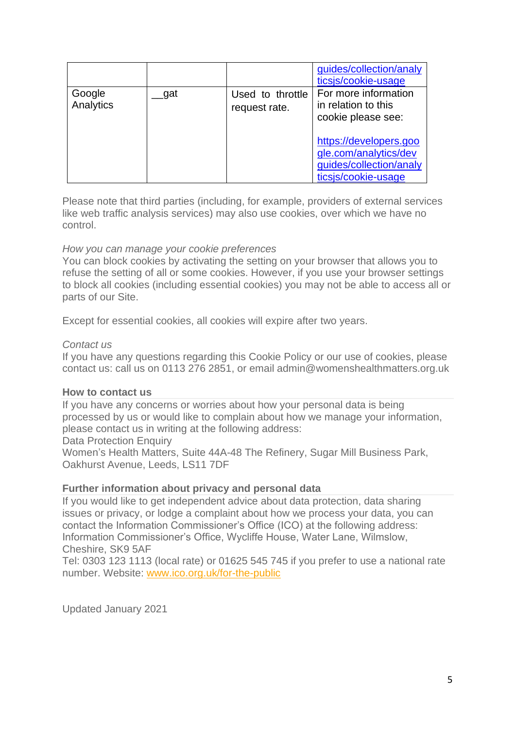| | | | |
|---|---|---|---|
| | | | guides/collection/analyticsjs/cookie-usage |
| Google Analytics | __gat | Used to throttle request rate. | For more information in relation to this cookie please see: https://developers.google.com/analytics/devguides/collection/analyticsjs/cookie-usage |

Please note that third parties (including, for example, providers of external services like web traffic analysis services) may also use cookies, over which we have no control.

*How you can manage your cookie preferences*
You can block cookies by activating the setting on your browser that allows you to refuse the setting of all or some cookies. However, if you use your browser settings to block all cookies (including essential cookies) you may not be able to access all or parts of our Site.

Except for essential cookies, all cookies will expire after two years.

*Contact us*
If you have any questions regarding this Cookie Policy or our use of cookies, please contact us: call us on 0113 276 2851, or email admin@womenshealthmatters.org.uk

**How to contact us**

If you have any concerns or worries about how your personal data is being processed by us or would like to complain about how we manage your information, please contact us in writing at the following address:
Data Protection Enquiry
Women's Health Matters, Suite 44A-48 The Refinery, Sugar Mill Business Park, Oakhurst Avenue, Leeds, LS11 7DF

**Further information about privacy and personal data**

If you would like to get independent advice about data protection, data sharing issues or privacy, or lodge a complaint about how we process your data, you can contact the Information Commissioner's Office (ICO) at the following address:
Information Commissioner's Office, Wycliffe House, Water Lane, Wilmslow, Cheshire, SK9 5AF
Tel: 0303 123 1113 (local rate) or 01625 545 745 if you prefer to use a national rate number. Website: www.ico.org.uk/for-the-public

Updated January 2021